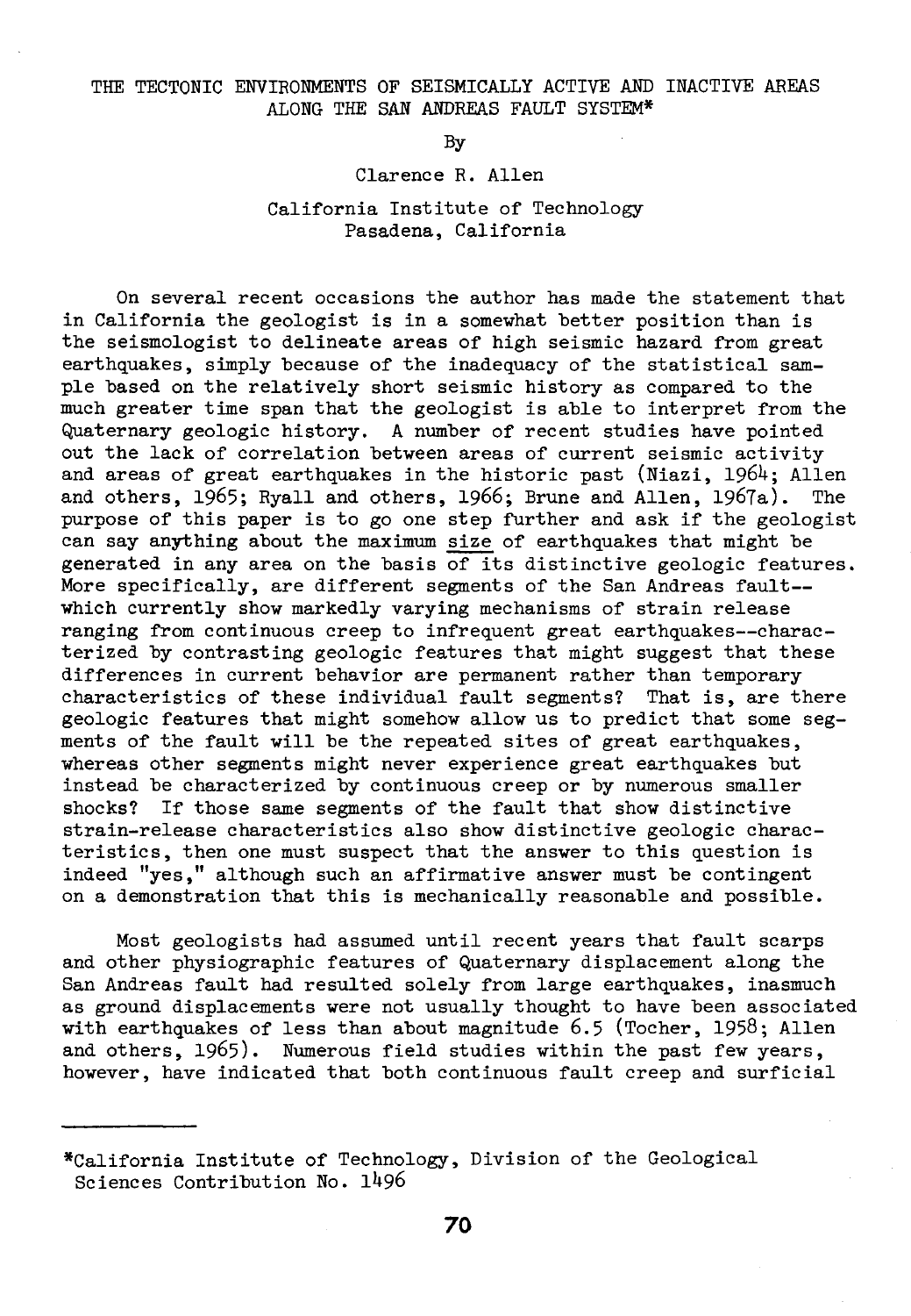# THE TECTONIC ENVIRONMENTS OF SEISMICALLY ACTIVE AND INACTIVE AREAS ALONG THE SAN ANDREAS FAULT SYSTEM*

By

Clarence R. Allen

California Institute of Technology
Pasadena, California

On several recent occasions the author has made the statement that in California the geologist is in a somewhat better position than is the seismologist to delineate areas of high seismic hazard from great earthquakes, simply because of the inadequacy of the statistical sample based on the relatively short seismic history as compared to the much greater time span that the geologist is able to interpret from the Quaternary geologic history. A number of recent studies have pointed out the lack of correlation between areas of current seismic activity and areas of great earthquakes in the historic past (Niazi, 1964; Allen and others, 1965; Ryall and others, 1966; Brune and Allen, 1967a). The purpose of this paper is to go one step further and ask if the geologist can say anything about the maximum <u>size</u> of earthquakes that might be generated in any area on the basis of its distinctive geologic features. More specifically, are different segments of the San Andreas fault--which currently show markedly varying mechanisms of strain release ranging from continuous creep to infrequent great earthquakes--characterized by contrasting geologic features that might suggest that these differences in current behavior are permanent rather than temporary characteristics of these individual fault segments? That is, are there geologic features that might somehow allow us to predict that some segments of the fault will be the repeated sites of great earthquakes, whereas other segments might never experience great earthquakes but instead be characterized by continuous creep or by numerous smaller shocks? If those same segments of the fault that show distinctive strain-release characteristics also show distinctive geologic characteristics, then one must suspect that the answer to this question is indeed "yes," although such an affirmative answer must be contingent on a demonstration that this is mechanically reasonable and possible.

Most geologists had assumed until recent years that fault scarps and other physiographic features of Quaternary displacement along the San Andreas fault had resulted solely from large earthquakes, inasmuch as ground displacements were not usually thought to have been associated with earthquakes of less than about magnitude 6.5 (Tocher, 1958; Allen and others, 1965). Numerous field studies within the past few years, however, have indicated that both continuous fault creep and surficial

---

*California Institute of Technology, Division of the Geological Sciences Contribution No. 1496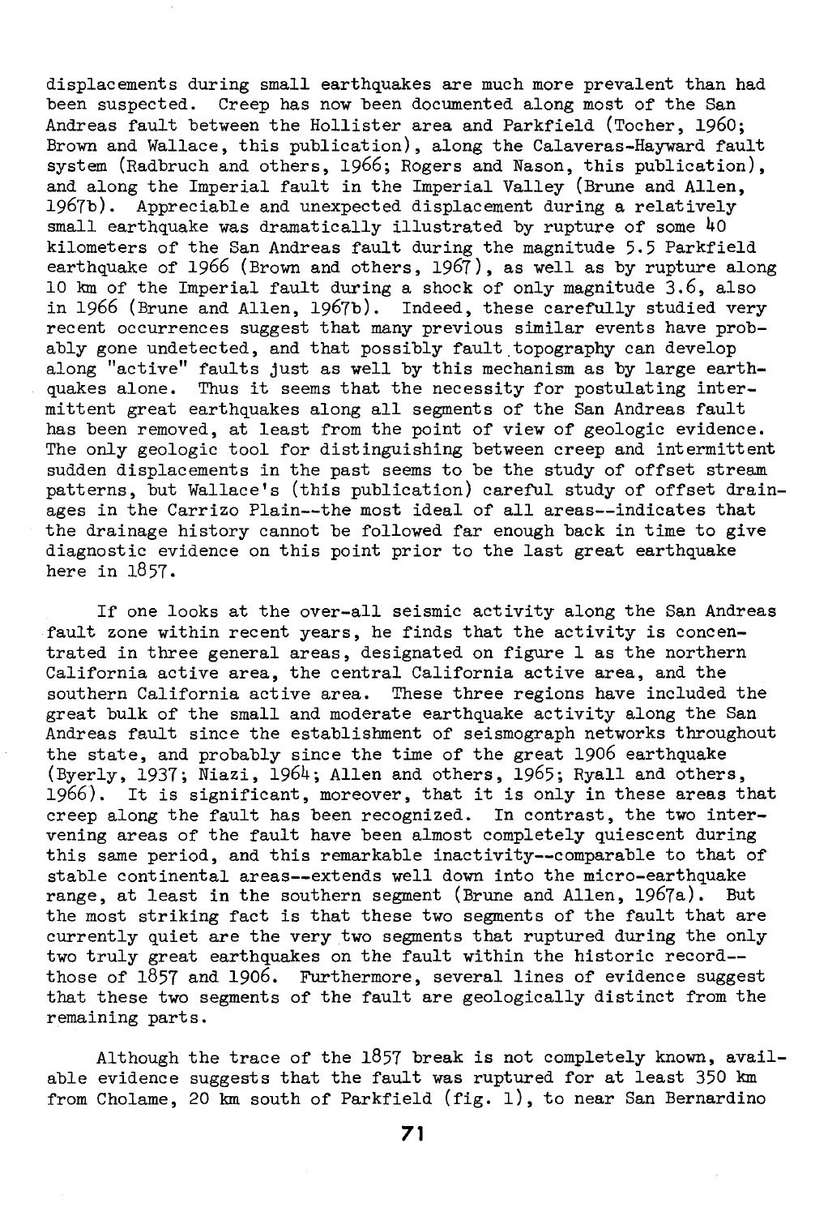displacements during small earthquakes are much more prevalent than had been suspected. Creep has now been documented along most of the San Andreas fault between the Hollister area and Parkfield (Tocher, 1960; Brown and Wallace, this publication), along the Calaveras-Hayward fault system (Radbruch and others, 1966; Rogers and Nason, this publication), and along the Imperial fault in the Imperial Valley (Brune and Allen, 1967b). Appreciable and unexpected displacement during a relatively small earthquake was dramatically illustrated by rupture of some 40 kilometers of the San Andreas fault during the magnitude 5.5 Parkfield earthquake of 1966 (Brown and others, 1967), as well as by rupture along 10 km of the Imperial fault during a shock of only magnitude 3.6, also in 1966 (Brune and Allen, 1967b). Indeed, these carefully studied very recent occurrences suggest that many previous similar events have probably gone undetected, and that possibly fault topography can develop along "active" faults just as well by this mechanism as by large earthquakes alone. Thus it seems that the necessity for postulating intermittent great earthquakes along all segments of the San Andreas fault has been removed, at least from the point of view of geologic evidence. The only geologic tool for distinguishing between creep and intermittent sudden displacements in the past seems to be the study of offset stream patterns, but Wallace's (this publication) careful study of offset drainages in the Carrizo Plain--the most ideal of all areas--indicates that the drainage history cannot be followed far enough back in time to give diagnostic evidence on this point prior to the last great earthquake here in 1857.

If one looks at the over-all seismic activity along the San Andreas fault zone within recent years, he finds that the activity is concentrated in three general areas, designated on figure 1 as the northern California active area, the central California active area, and the southern California active area. These three regions have included the great bulk of the small and moderate earthquake activity along the San Andreas fault since the establishment of seismograph networks throughout the state, and probably since the time of the great 1906 earthquake (Byerly, 1937; Niazi, 1964; Allen and others, 1965; Ryall and others, 1966). It is significant, moreover, that it is only in these areas that creep along the fault has been recognized. In contrast, the two intervening areas of the fault have been almost completely quiescent during this same period, and this remarkable inactivity--comparable to that of stable continental areas--extends well down into the micro-earthquake range, at least in the southern segment (Brune and Allen, 1967a). But the most striking fact is that these two segments of the fault that are currently quiet are the very two segments that ruptured during the only two truly great earthquakes on the fault within the historic record--those of 1857 and 1906. Furthermore, several lines of evidence suggest that these two segments of the fault are geologically distinct from the remaining parts.

Although the trace of the 1857 break is not completely known, available evidence suggests that the fault was ruptured for at least 350 km from Cholame, 20 km south of Parkfield (fig. 1), to near San Bernardino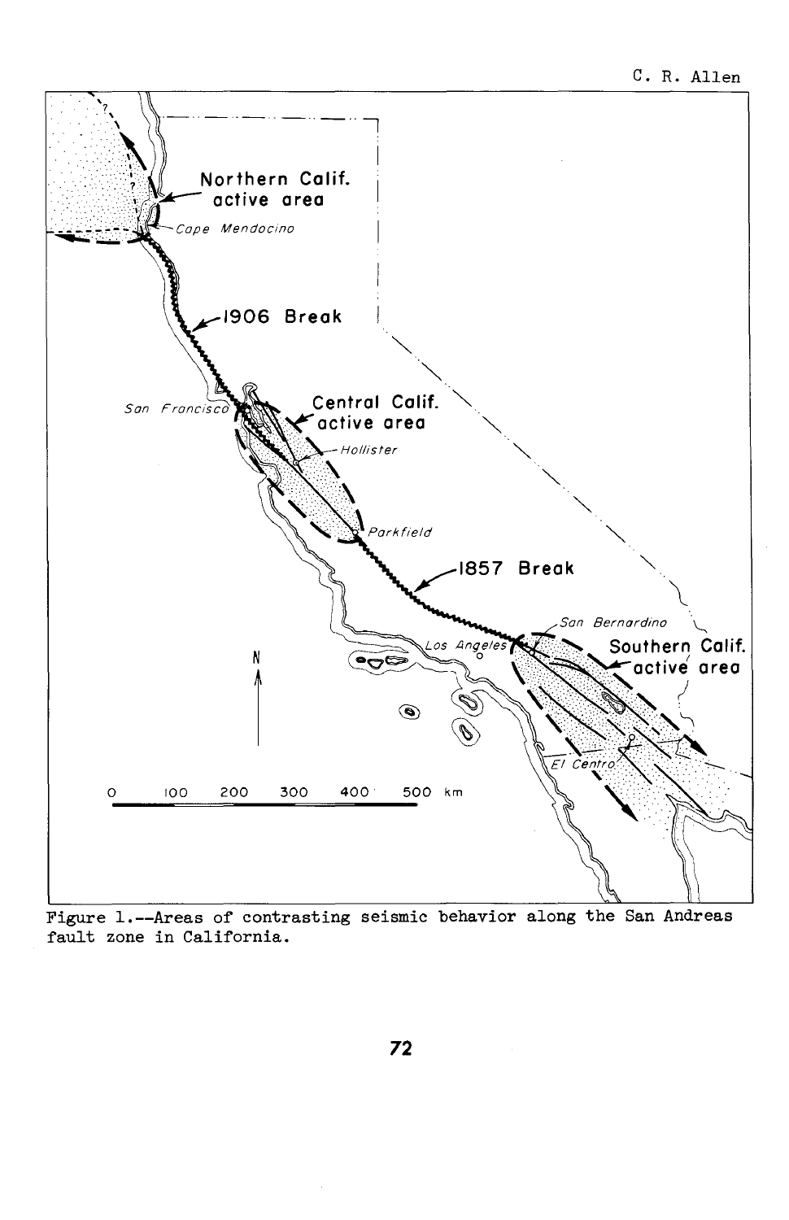Figure 1.--Areas of contrasting seismic behavior along the San Andreas fault zone in California.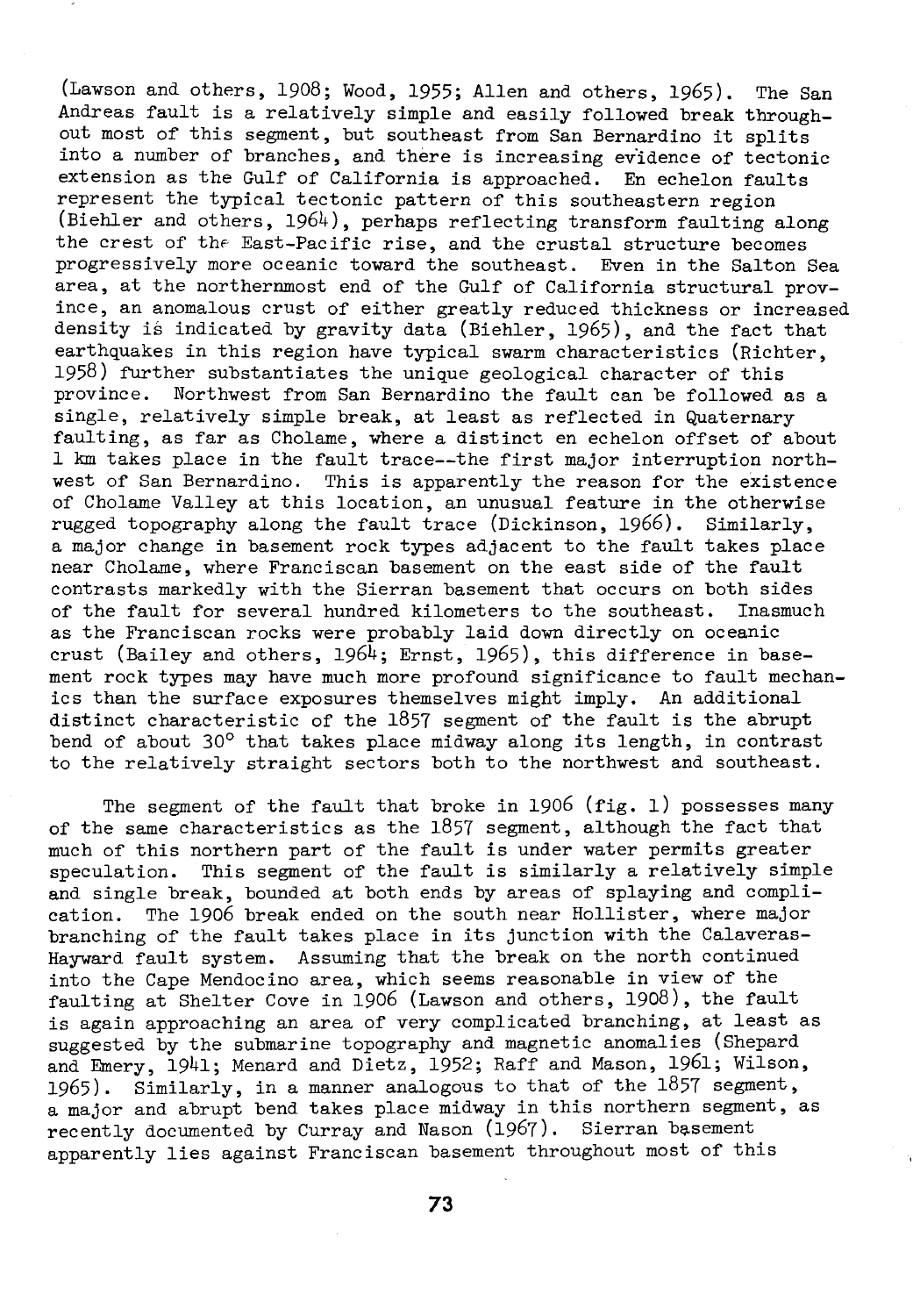(Lawson and others, 1908; Wood, 1955; Allen and others, 1965). The San Andreas fault is a relatively simple and easily followed break throughout most of this segment, but southeast from San Bernardino it splits into a number of branches, and there is increasing evidence of tectonic extension as the Gulf of California is approached. En echelon faults represent the typical tectonic pattern of this southeastern region (Biehler and others, 1964), perhaps reflecting transform faulting along the crest of the East-Pacific rise, and the crustal structure becomes progressively more oceanic toward the southeast. Even in the Salton Sea area, at the northernmost end of the Gulf of California structural province, an anomalous crust of either greatly reduced thickness or increased density is indicated by gravity data (Biehler, 1965), and the fact that earthquakes in this region have typical swarm characteristics (Richter, 1958) further substantiates the unique geological character of this province. Northwest from San Bernardino the fault can be followed as a single, relatively simple break, at least as reflected in Quaternary faulting, as far as Cholame, where a distinct en echelon offset of about 1 km takes place in the fault trace--the first major interruption northwest of San Bernardino. This is apparently the reason for the existence of Cholame Valley at this location, an unusual feature in the otherwise rugged topography along the fault trace (Dickinson, 1966). Similarly, a major change in basement rock types adjacent to the fault takes place near Cholame, where Franciscan basement on the east side of the fault contrasts markedly with the Sierran basement that occurs on both sides of the fault for several hundred kilometers to the southeast. Inasmuch as the Franciscan rocks were probably laid down directly on oceanic crust (Bailey and others, 1964; Ernst, 1965), this difference in basement rock types may have much more profound significance to fault mechanics than the surface exposures themselves might imply. An additional distinct characteristic of the 1857 segment of the fault is the abrupt bend of about 30° that takes place midway along its length, in contrast to the relatively straight sectors both to the northwest and southeast.

The segment of the fault that broke in 1906 (fig. 1) possesses many of the same characteristics as the 1857 segment, although the fact that much of this northern part of the fault is under water permits greater speculation. This segment of the fault is similarly a relatively simple and single break, bounded at both ends by areas of splaying and complication. The 1906 break ended on the south near Hollister, where major branching of the fault takes place in its junction with the Calaveras-Hayward fault system. Assuming that the break on the north continued into the Cape Mendocino area, which seems reasonable in view of the faulting at Shelter Cove in 1906 (Lawson and others, 1908), the fault is again approaching an area of very complicated branching, at least as suggested by the submarine topography and magnetic anomalies (Shepard and Emery, 1941; Menard and Dietz, 1952; Raff and Mason, 1961; Wilson, 1965). Similarly, in a manner analogous to that of the 1857 segment, a major and abrupt bend takes place midway in this northern segment, as recently documented by Curray and Nason (1967). Sierran basement apparently lies against Franciscan basement throughout most of this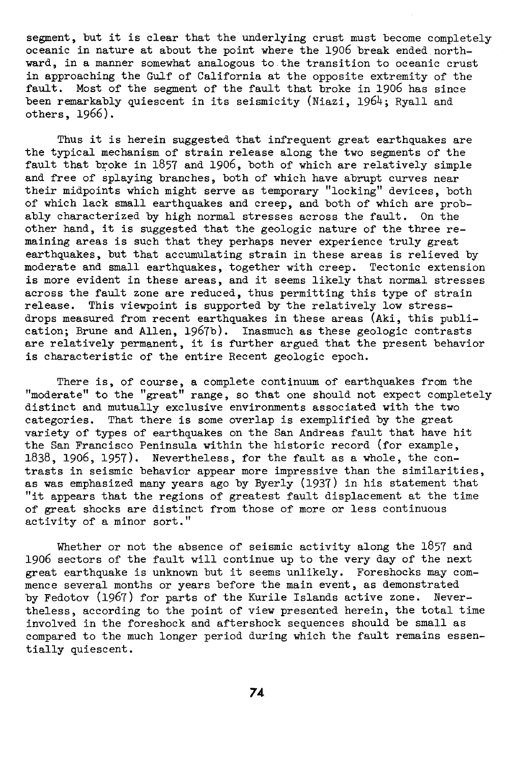segment, but it is clear that the underlying crust must become completely oceanic in nature at about the point where the 1906 break ended northward, in a manner somewhat analogous to the transition to oceanic crust in approaching the Gulf of California at the opposite extremity of the fault. Most of the segment of the fault that broke in 1906 has since been remarkably quiescent in its seismicity (Niazi, 1964; Ryall and others, 1966).

Thus it is herein suggested that infrequent great earthquakes are the typical mechanism of strain release along the two segments of the fault that broke in 1857 and 1906, both of which are relatively simple and free of splaying branches, both of which have abrupt curves near their midpoints which might serve as temporary "locking" devices, both of which lack small earthquakes and creep, and both of which are probably characterized by high normal stresses across the fault. On the other hand, it is suggested that the geologic nature of the three remaining areas is such that they perhaps never experience truly great earthquakes, but that accumulating strain in these areas is relieved by moderate and small earthquakes, together with creep. Tectonic extension is more evident in these areas, and it seems likely that normal stresses across the fault zone are reduced, thus permitting this type of strain release. This viewpoint is supported by the relatively low stress-drops measured from recent earthquakes in these areas (Aki, this publication; Brune and Allen, 1967b). Inasmuch as these geologic contrasts are relatively permanent, it is further argued that the present behavior is characteristic of the entire Recent geologic epoch.

There is, of course, a complete continuum of earthquakes from the "moderate" to the "great" range, so that one should not expect completely distinct and mutually exclusive environments associated with the two categories. That there is some overlap is exemplified by the great variety of types of earthquakes on the San Andreas fault that have hit the San Francisco Peninsula within the historic record (for example, 1838, 1906, 1957). Nevertheless, for the fault as a whole, the contrasts in seismic behavior appear more impressive than the similarities, as was emphasized many years ago by Byerly (1937) in his statement that "it appears that the regions of greatest fault displacement at the time of great shocks are distinct from those of more or less continuous activity of a minor sort."

Whether or not the absence of seismic activity along the 1857 and 1906 sectors of the fault will continue up to the very day of the next great earthquake is unknown but it seems unlikely. Foreshocks may commence several months or years before the main event, as demonstrated by Fedotov (1967) for parts of the Kurile Islands active zone. Nevertheless, according to the point of view presented herein, the total time involved in the foreshock and aftershock sequences should be small as compared to the much longer period during which the fault remains essentially quiescent.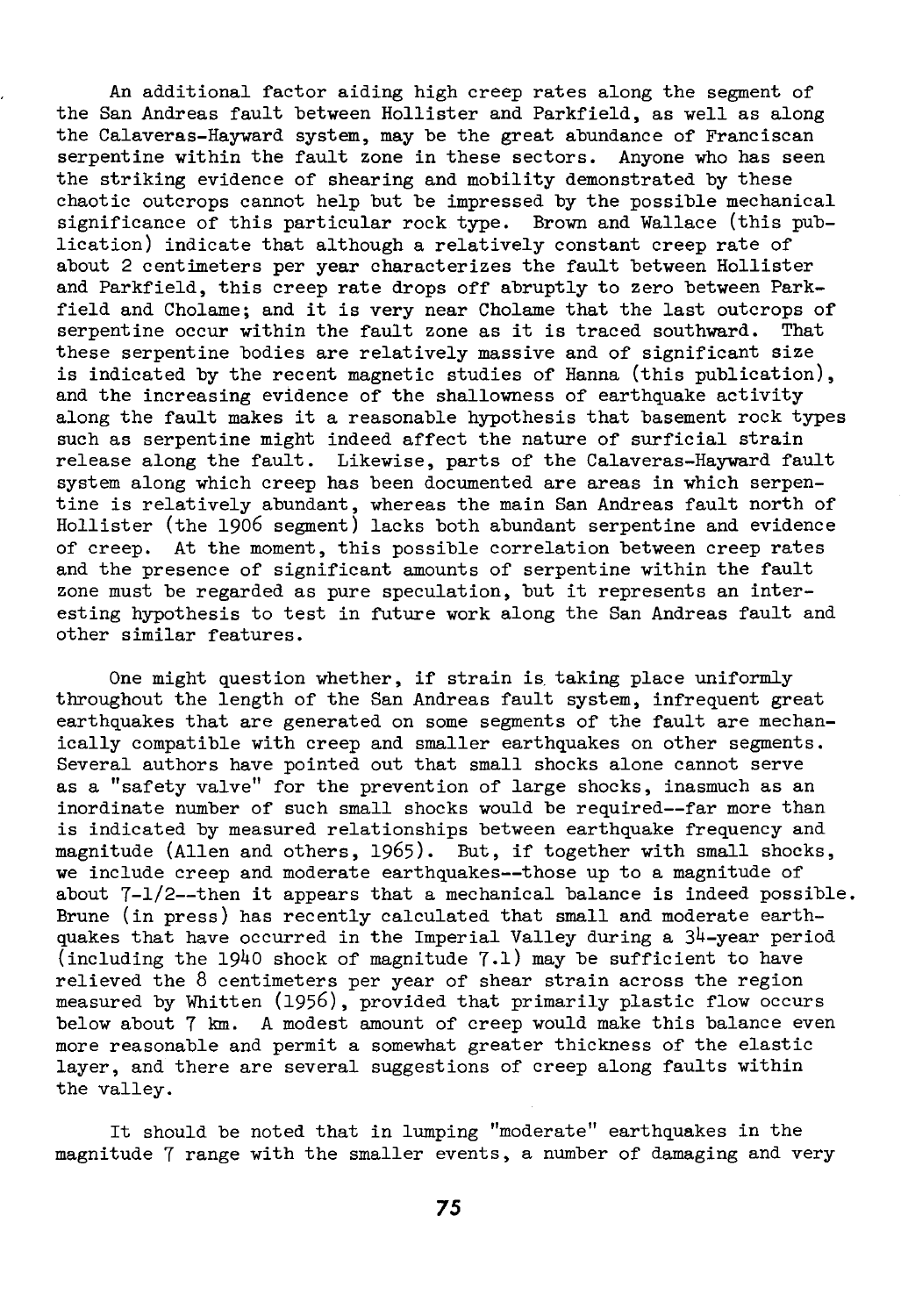An additional factor aiding high creep rates along the segment of the San Andreas fault between Hollister and Parkfield, as well as along the Calaveras-Hayward system, may be the great abundance of Franciscan serpentine within the fault zone in these sectors. Anyone who has seen the striking evidence of shearing and mobility demonstrated by these chaotic outcrops cannot help but be impressed by the possible mechanical significance of this particular rock type. Brown and Wallace (this publication) indicate that although a relatively constant creep rate of about 2 centimeters per year characterizes the fault between Hollister and Parkfield, this creep rate drops off abruptly to zero between Parkfield and Cholame; and it is very near Cholame that the last outcrops of serpentine occur within the fault zone as it is traced southward. That these serpentine bodies are relatively massive and of significant size is indicated by the recent magnetic studies of Hanna (this publication), and the increasing evidence of the shallowness of earthquake activity along the fault makes it a reasonable hypothesis that basement rock types such as serpentine might indeed affect the nature of surficial strain release along the fault. Likewise, parts of the Calaveras-Hayward fault system along which creep has been documented are areas in which serpentine is relatively abundant, whereas the main San Andreas fault north of Hollister (the 1906 segment) lacks both abundant serpentine and evidence of creep. At the moment, this possible correlation between creep rates and the presence of significant amounts of serpentine within the fault zone must be regarded as pure speculation, but it represents an interesting hypothesis to test in future work along the San Andreas fault and other similar features.

One might question whether, if strain is taking place uniformly throughout the length of the San Andreas fault system, infrequent great earthquakes that are generated on some segments of the fault are mechanically compatible with creep and smaller earthquakes on other segments. Several authors have pointed out that small shocks alone cannot serve as a "safety valve" for the prevention of large shocks, inasmuch as an inordinate number of such small shocks would be required--far more than is indicated by measured relationships between earthquake frequency and magnitude (Allen and others, 1965). But, if together with small shocks, we include creep and moderate earthquakes--those up to a magnitude of about 7-1/2--then it appears that a mechanical balance is indeed possible. Brune (in press) has recently calculated that small and moderate earthquakes that have occurred in the Imperial Valley during a 34-year period (including the 1940 shock of magnitude 7.1) may be sufficient to have relieved the 8 centimeters per year of shear strain across the region measured by Whitten (1956), provided that primarily plastic flow occurs below about 7 km. A modest amount of creep would make this balance even more reasonable and permit a somewhat greater thickness of the elastic layer, and there are several suggestions of creep along faults within the valley.

It should be noted that in lumping "moderate" earthquakes in the magnitude 7 range with the smaller events, a number of damaging and very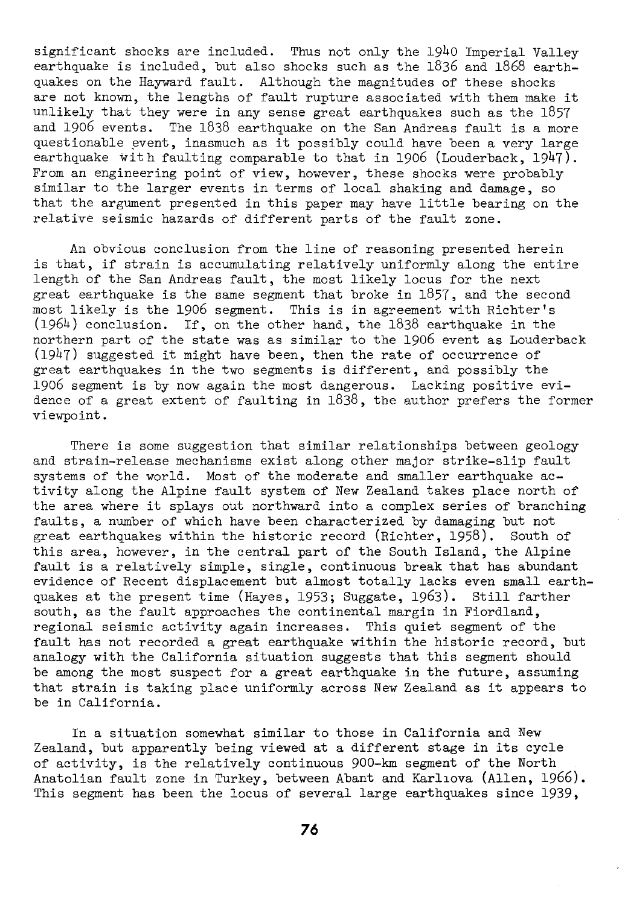significant shocks are included. Thus not only the 1940 Imperial Valley earthquake is included, but also shocks such as the 1836 and 1868 earthquakes on the Hayward fault. Although the magnitudes of these shocks are not known, the lengths of fault rupture associated with them make it unlikely that they were in any sense great earthquakes such as the 1857 and 1906 events. The 1838 earthquake on the San Andreas fault is a more questionable event, inasmuch as it possibly could have been a very large earthquake with faulting comparable to that in 1906 (Louderback, 1947). From an engineering point of view, however, these shocks were probably similar to the larger events in terms of local shaking and damage, so that the argument presented in this paper may have little bearing on the relative seismic hazards of different parts of the fault zone.

An obvious conclusion from the line of reasoning presented herein is that, if strain is accumulating relatively uniformly along the entire length of the San Andreas fault, the most likely locus for the next great earthquake is the same segment that broke in 1857, and the second most likely is the 1906 segment. This is in agreement with Richter's (1964) conclusion. If, on the other hand, the 1838 earthquake in the northern part of the state was as similar to the 1906 event as Louderback (1947) suggested it might have been, then the rate of occurrence of great earthquakes in the two segments is different, and possibly the 1906 segment is by now again the most dangerous. Lacking positive evidence of a great extent of faulting in 1838, the author prefers the former viewpoint.

There is some suggestion that similar relationships between geology and strain-release mechanisms exist along other major strike-slip fault systems of the world. Most of the moderate and smaller earthquake activity along the Alpine fault system of New Zealand takes place north of the area where it splays out northward into a complex series of branching faults, a number of which have been characterized by damaging but not great earthquakes within the historic record (Richter, 1958). South of this area, however, in the central part of the South Island, the Alpine fault is a relatively simple, single, continuous break that has abundant evidence of Recent displacement but almost totally lacks even small earthquakes at the present time (Hayes, 1953; Suggate, 1963). Still farther south, as the fault approaches the continental margin in Fiordland, regional seismic activity again increases. This quiet segment of the fault has not recorded a great earthquake within the historic record, but analogy with the California situation suggests that this segment should be among the most suspect for a great earthquake in the future, assuming that strain is taking place uniformly across New Zealand as it appears to be in California.

In a situation somewhat similar to those in California and New Zealand, but apparently being viewed at a different stage in its cycle of activity, is the relatively continuous 900-km segment of the North Anatolian fault zone in Turkey, between Abant and Karlıova (Allen, 1966). This segment has been the locus of several large earthquakes since 1939,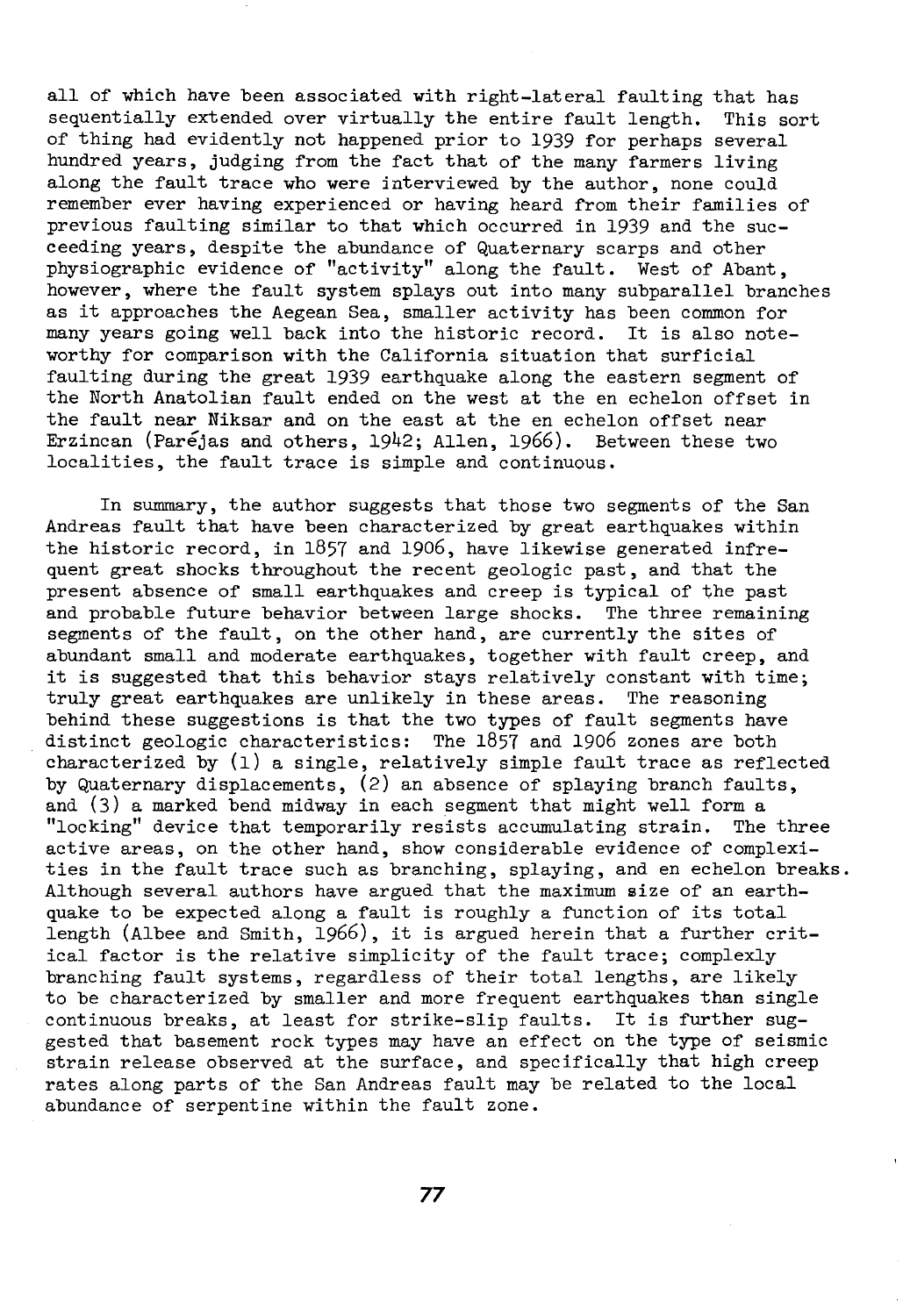all of which have been associated with right-lateral faulting that has sequentially extended over virtually the entire fault length. This sort of thing had evidently not happened prior to 1939 for perhaps several hundred years, judging from the fact that of the many farmers living along the fault trace who were interviewed by the author, none could remember ever having experienced or having heard from their families of previous faulting similar to that which occurred in 1939 and the succeeding years, despite the abundance of Quaternary scarps and other physiographic evidence of "activity" along the fault. West of Abant, however, where the fault system splays out into many subparallel branches as it approaches the Aegean Sea, smaller activity has been common for many years going well back into the historic record. It is also noteworthy for comparison with the California situation that surficial faulting during the great 1939 earthquake along the eastern segment of the North Anatolian fault ended on the west at the en echelon offset in the fault near Niksar and on the east at the en echelon offset near Erzincan (Paréjas and others, 1942; Allen, 1966). Between these two localities, the fault trace is simple and continuous.

In summary, the author suggests that those two segments of the San Andreas fault that have been characterized by great earthquakes within the historic record, in 1857 and 1906, have likewise generated infrequent great shocks throughout the recent geologic past, and that the present absence of small earthquakes and creep is typical of the past and probable future behavior between large shocks. The three remaining segments of the fault, on the other hand, are currently the sites of abundant small and moderate earthquakes, together with fault creep, and it is suggested that this behavior stays relatively constant with time; truly great earthquakes are unlikely in these areas. The reasoning behind these suggestions is that the two types of fault segments have distinct geologic characteristics: The 1857 and 1906 zones are both characterized by (1) a single, relatively simple fault trace as reflected by Quaternary displacements, (2) an absence of splaying branch faults, and (3) a marked bend midway in each segment that might well form a "locking" device that temporarily resists accumulating strain. The three active areas, on the other hand, show considerable evidence of complexities in the fault trace such as branching, splaying, and en echelon breaks. Although several authors have argued that the maximum size of an earthquake to be expected along a fault is roughly a function of its total length (Albee and Smith, 1966), it is argued herein that a further critical factor is the relative simplicity of the fault trace; complexly branching fault systems, regardless of their total lengths, are likely to be characterized by smaller and more frequent earthquakes than single continuous breaks, at least for strike-slip faults. It is further suggested that basement rock types may have an effect on the type of seismic strain release observed at the surface, and specifically that high creep rates along parts of the San Andreas fault may be related to the local abundance of serpentine within the fault zone.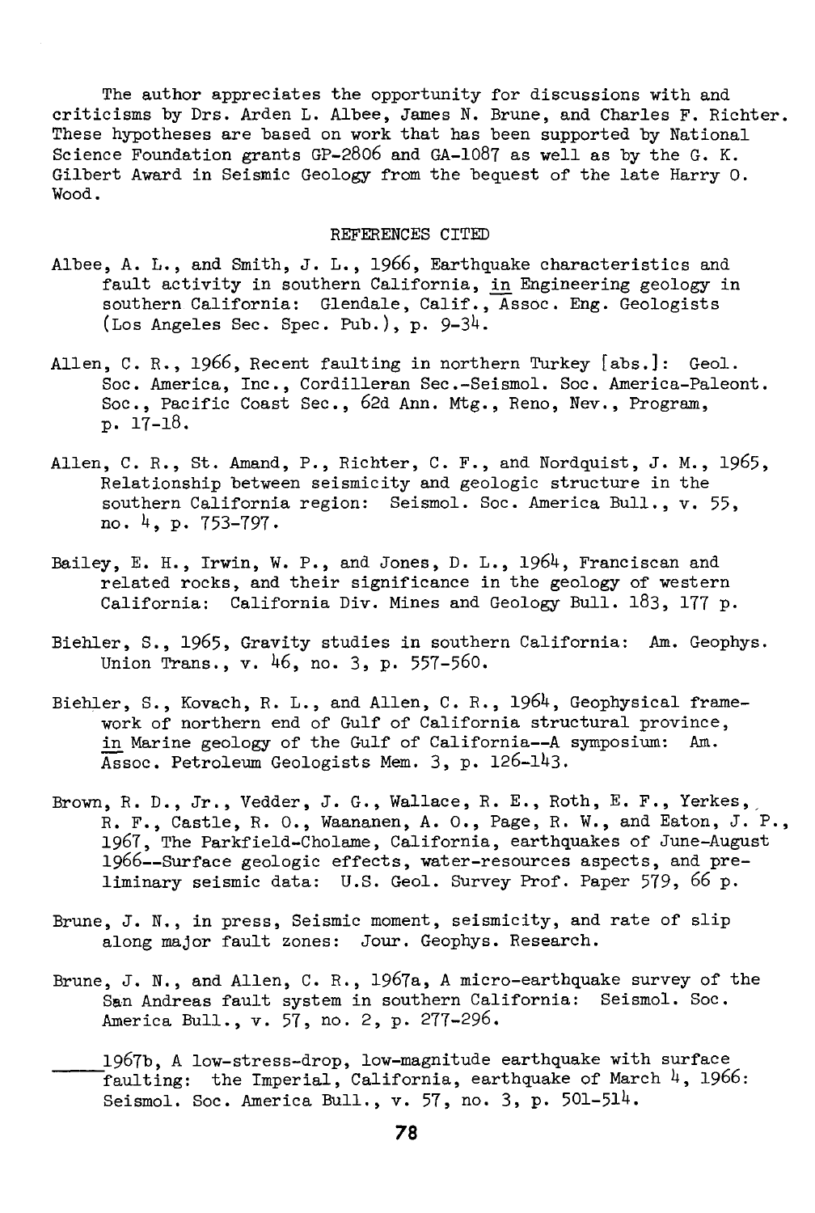The author appreciates the opportunity for discussions with and criticisms by Drs. Arden L. Albee, James N. Brune, and Charles F. Richter. These hypotheses are based on work that has been supported by National Science Foundation grants GP-2806 and GA-1087 as well as by the G. K. Gilbert Award in Seismic Geology from the bequest of the late Harry O. Wood.

## REFERENCES CITED

Albee, A. L., and Smith, J. L., 1966, Earthquake characteristics and fault activity in southern California, in Engineering geology in southern California: Glendale, Calif., Assoc. Eng. Geologists (Los Angeles Sec. Spec. Pub.), p. 9-34.

Allen, C. R., 1966, Recent faulting in northern Turkey [abs.]: Geol. Soc. America, Inc., Cordilleran Sec.-Seismol. Soc. America-Paleont. Soc., Pacific Coast Sec., 62d Ann. Mtg., Reno, Nev., Program, p. 17-18.

Allen, C. R., St. Amand, P., Richter, C. F., and Nordquist, J. M., 1965, Relationship between seismicity and geologic structure in the southern California region: Seismol. Soc. America Bull., v. 55, no. 4, p. 753-797.

Bailey, E. H., Irwin, W. P., and Jones, D. L., 1964, Franciscan and related rocks, and their significance in the geology of western California: California Div. Mines and Geology Bull. 183, 177 p.

Biehler, S., 1965, Gravity studies in southern California: Am. Geophys. Union Trans., v. 46, no. 3, p. 557-560.

Biehler, S., Kovach, R. L., and Allen, C. R., 1964, Geophysical framework of northern end of Gulf of California structural province, in Marine geology of the Gulf of California--A symposium: Am. Assoc. Petroleum Geologists Mem. 3, p. 126-143.

Brown, R. D., Jr., Vedder, J. G., Wallace, R. E., Roth, E. F., Yerkes, R. F., Castle, R. O., Waananen, A. O., Page, R. W., and Eaton, J. P., 1967, The Parkfield-Cholame, California, earthquakes of June-August 1966--Surface geologic effects, water-resources aspects, and preliminary seismic data: U.S. Geol. Survey Prof. Paper 579, 66 p.

Brune, J. N., in press, Seismic moment, seismicity, and rate of slip along major fault zones: Jour. Geophys. Research.

Brune, J. N., and Allen, C. R., 1967a, A micro-earthquake survey of the San Andreas fault system in southern California: Seismol. Soc. America Bull., v. 57, no. 2, p. 277-296.

_____1967b, A low-stress-drop, low-magnitude earthquake with surface faulting: the Imperial, California, earthquake of March 4, 1966: Seismol. Soc. America Bull., v. 57, no. 3, p. 501-514.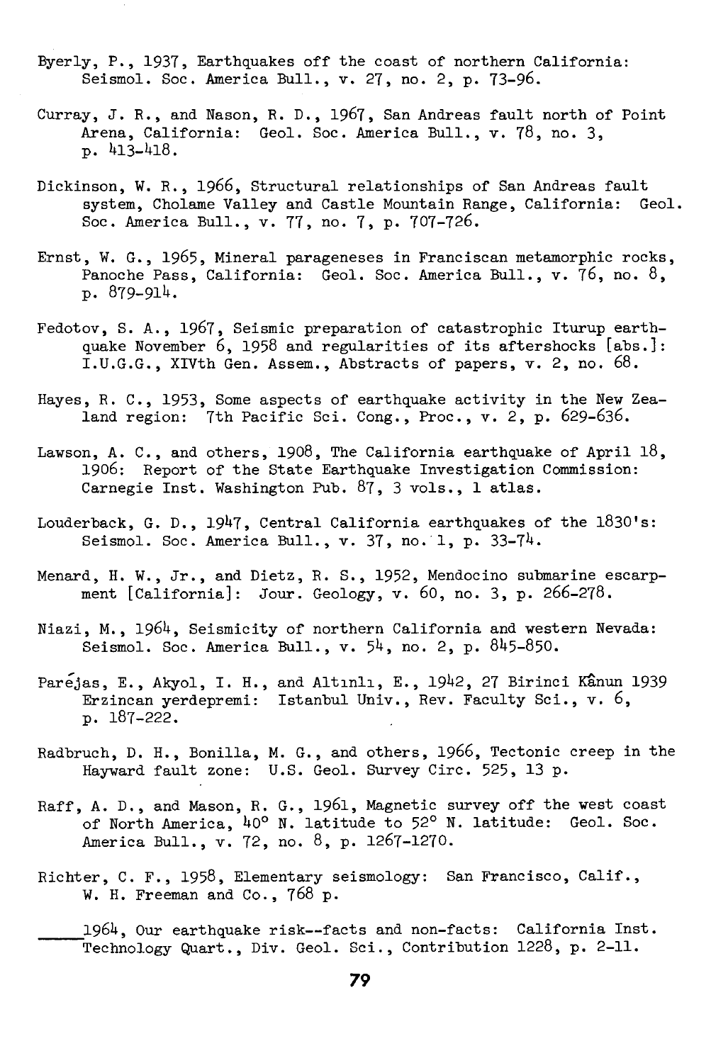Byerly, P., 1937, Earthquakes off the coast of northern California: Seismol. Soc. America Bull., v. 27, no. 2, p. 73-96.

Curray, J. R., and Nason, R. D., 1967, San Andreas fault north of Point Arena, California: Geol. Soc. America Bull., v. 78, no. 3, p. 413-418.

Dickinson, W. R., 1966, Structural relationships of San Andreas fault system, Cholame Valley and Castle Mountain Range, California: Geol. Soc. America Bull., v. 77, no. 7, p. 707-726.

Ernst, W. G., 1965, Mineral parageneses in Franciscan metamorphic rocks, Panoche Pass, California: Geol. Soc. America Bull., v. 76, no. 8, p. 879-914.

Fedotov, S. A., 1967, Seismic preparation of catastrophic Iturup earthquake November 6, 1958 and regularities of its aftershocks [abs.]: I.U.G.G., XIVth Gen. Assem., Abstracts of papers, v. 2, no. 68.

Hayes, R. C., 1953, Some aspects of earthquake activity in the New Zealand region: 7th Pacific Sci. Cong., Proc., v. 2, p. 629-636.

Lawson, A. C., and others, 1908, The California earthquake of April 18, 1906: Report of the State Earthquake Investigation Commission: Carnegie Inst. Washington Pub. 87, 3 vols., 1 atlas.

Louderback, G. D., 1947, Central California earthquakes of the 1830's: Seismol. Soc. America Bull., v. 37, no. 1, p. 33-74.

Menard, H. W., Jr., and Dietz, R. S., 1952, Mendocino submarine escarpment [California]: Jour. Geology, v. 60, no. 3, p. 266-278.

Niazi, M., 1964, Seismicity of northern California and western Nevada: Seismol. Soc. America Bull., v. 54, no. 2, p. 845-850.

Paréjas, E., Akyol, I. H., and Altınlı, E., 1942, 27 Birinci Kânun 1939 Erzincan yerdepremi: Istanbul Univ., Rev. Faculty Sci., v. 6, p. 187-222.

Radbruch, D. H., Bonilla, M. G., and others, 1966, Tectonic creep in the Hayward fault zone: U.S. Geol. Survey Circ. 525, 13 p.

Raff, A. D., and Mason, R. G., 1961, Magnetic survey off the west coast of North America, 40° N. latitude to 52° N. latitude: Geol. Soc. America Bull., v. 72, no. 8, p. 1267-1270.

Richter, C. F., 1958, Elementary seismology: San Francisco, Calif., W. H. Freeman and Co., 768 p.

\_\_\_\_\_1964, Our earthquake risk--facts and non-facts: California Inst. Technology Quart., Div. Geol. Sci., Contribution 1228, p. 2-11.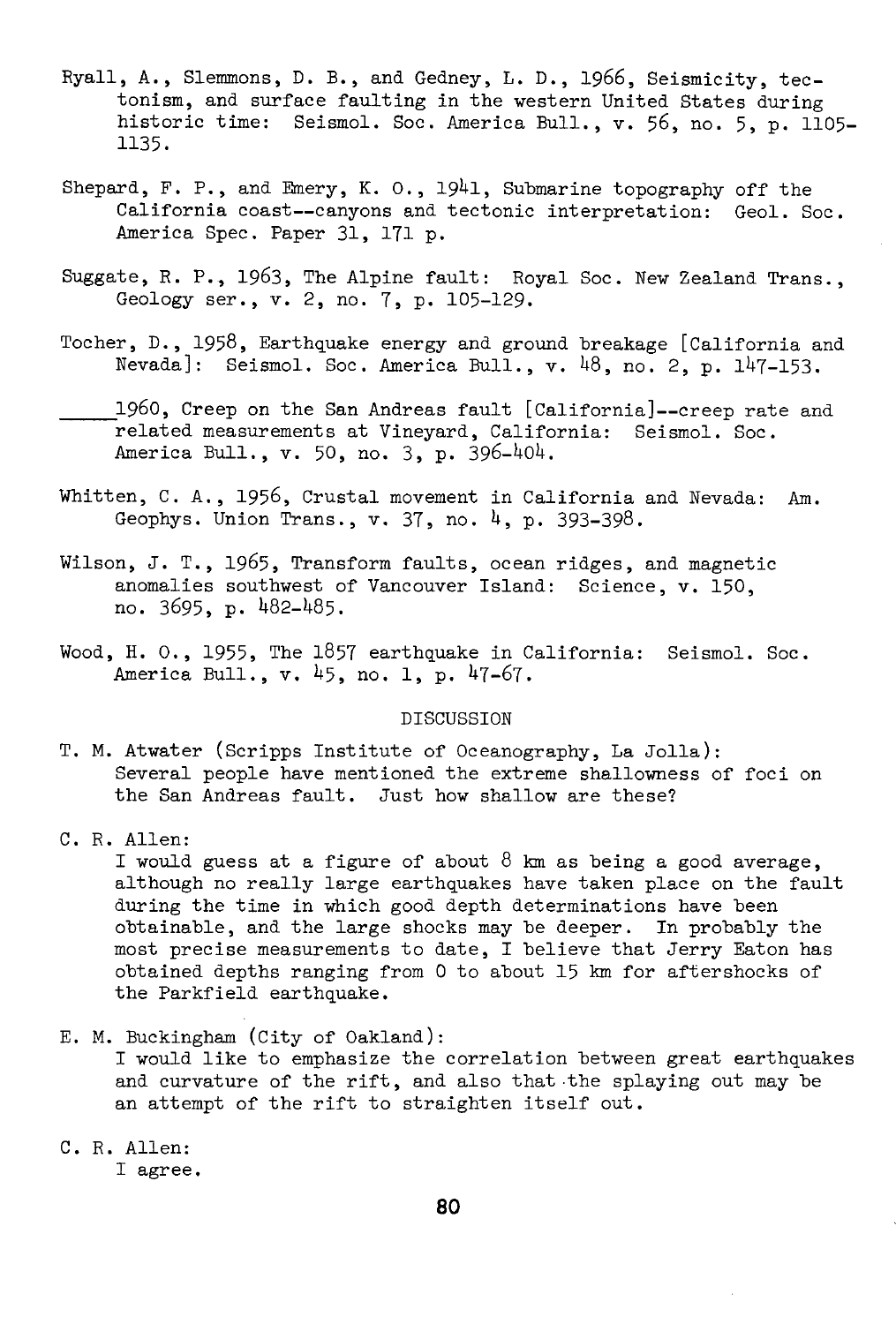Ryall, A., Slemmons, D. B., and Gedney, L. D., 1966, Seismicity, tectonism, and surface faulting in the western United States during historic time: Seismol. Soc. America Bull., v. 56, no. 5, p. 1105-1135.

Shepard, F. P., and Emery, K. O., 1941, Submarine topography off the California coast--canyons and tectonic interpretation: Geol. Soc. America Spec. Paper 31, 171 p.

Suggate, R. P., 1963, The Alpine fault: Royal Soc. New Zealand Trans., Geology ser., v. 2, no. 7, p. 105-129.

Tocher, D., 1958, Earthquake energy and ground breakage [California and Nevada]: Seismol. Soc. America Bull., v. 48, no. 2, p. 147-153.

_____ 1960, Creep on the San Andreas fault [California]--creep rate and related measurements at Vineyard, California: Seismol. Soc. America Bull., v. 50, no. 3, p. 396-404.

Whitten, C. A., 1956, Crustal movement in California and Nevada: Am. Geophys. Union Trans., v. 37, no. 4, p. 393-398.

Wilson, J. T., 1965, Transform faults, ocean ridges, and magnetic anomalies southwest of Vancouver Island: Science, v. 150, no. 3695, p. 482-485.

Wood, H. O., 1955, The 1857 earthquake in California: Seismol. Soc. America Bull., v. 45, no. 1, p. 47-67.

## DISCUSSION

T. M. Atwater (Scripps Institute of Oceanography, La Jolla):
Several people have mentioned the extreme shallowness of foci on the San Andreas fault. Just how shallow are these?

C. R. Allen:
I would guess at a figure of about 8 km as being a good average, although no really large earthquakes have taken place on the fault during the time in which good depth determinations have been obtainable, and the large shocks may be deeper. In probably the most precise measurements to date, I believe that Jerry Eaton has obtained depths ranging from 0 to about 15 km for aftershocks of the Parkfield earthquake.

E. M. Buckingham (City of Oakland):
I would like to emphasize the correlation between great earthquakes and curvature of the rift, and also that the splaying out may be an attempt of the rift to straighten itself out.

C. R. Allen:
I agree.